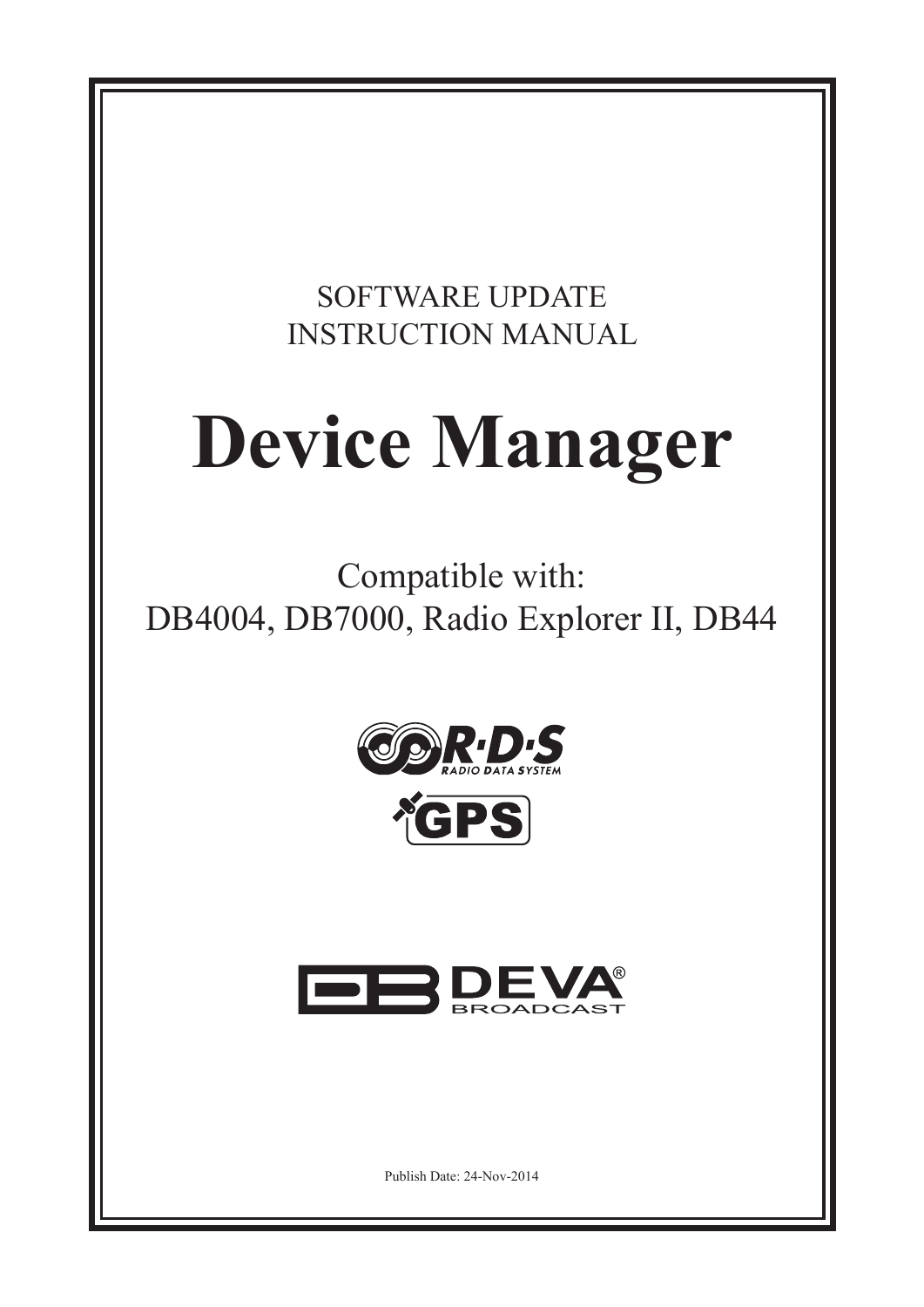SOFTWARE UPDATE
INSTRUCTION MANUAL

# Device Manager

Compatible with:
DB4004, DB7000, Radio Explorer II, DB44

R·D·S
RADIO DATA SYSTEM

GPS

DEVA®
BROADCAST

Publish Date: 24-Nov-2014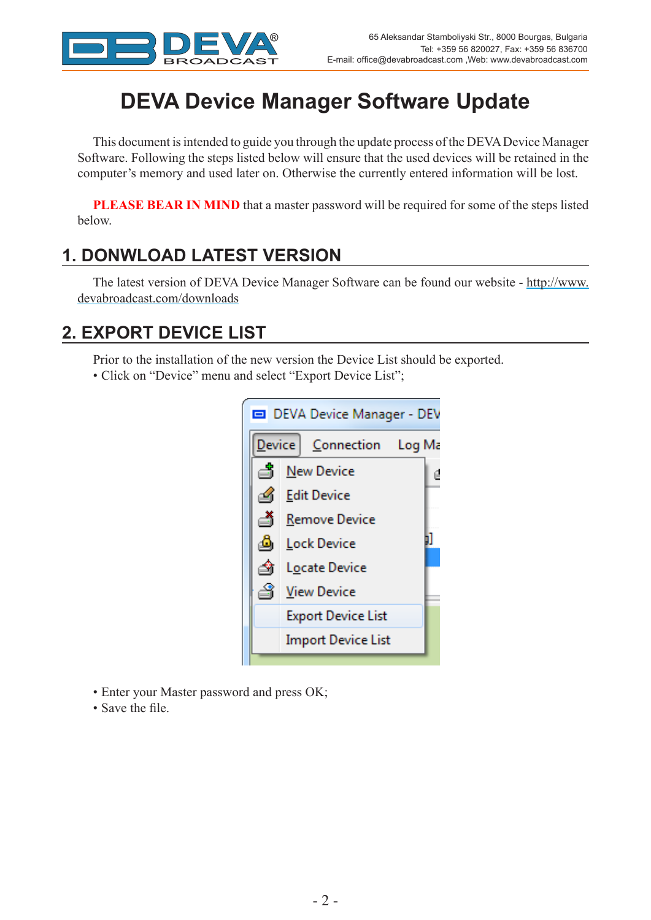# DEVA Device Manager Software Update

This document is intended to guide you through the update process of the DEVA Device Manager Software. Following the steps listed below will ensure that the used devices will be retained in the computer's memory and used later on. Otherwise the currently entered information will be lost.

**PLEASE BEAR IN MIND** that a master password will be required for some of the steps listed below.

## 1. DONWLOAD LATEST VERSION

The latest version of DEVA Device Manager Software can be found our website - http://www.devabroadcast.com/downloads

## 2. EXPORT DEVICE LIST

Prior to the installation of the new version the Device List should be exported.

- Click on "Device" menu and select "Export Device List";

- Enter your Master password and press OK;
- Save the file.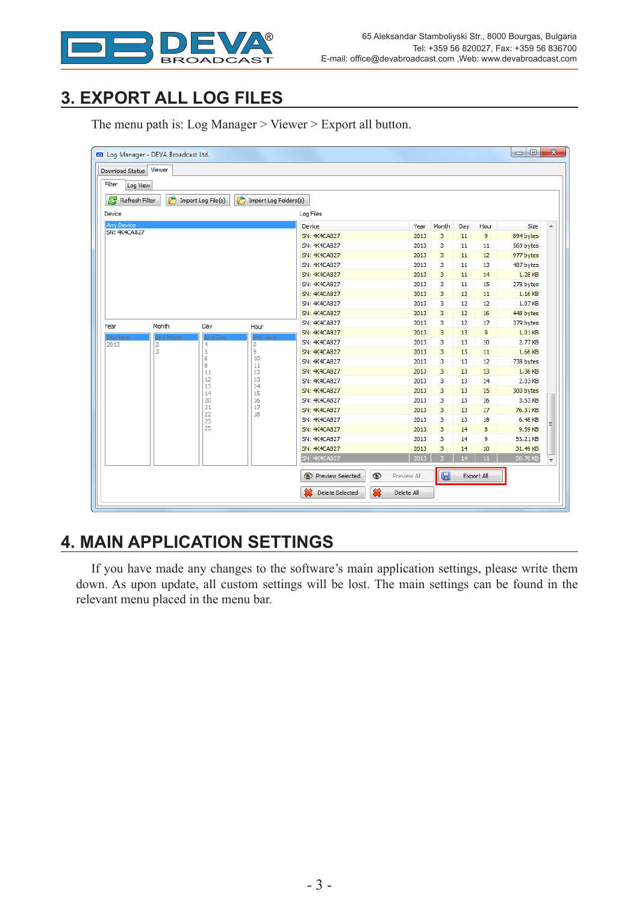## 3. EXPORT ALL LOG FILES

The menu path is: Log Manager > Viewer > Export all button.

## 4. MAIN APPLICATION SETTINGS

If you have made any changes to the software's main application settings, please write them down. As upon update, all custom settings will be lost. The main settings can be found in the relevant menu placed in the menu bar.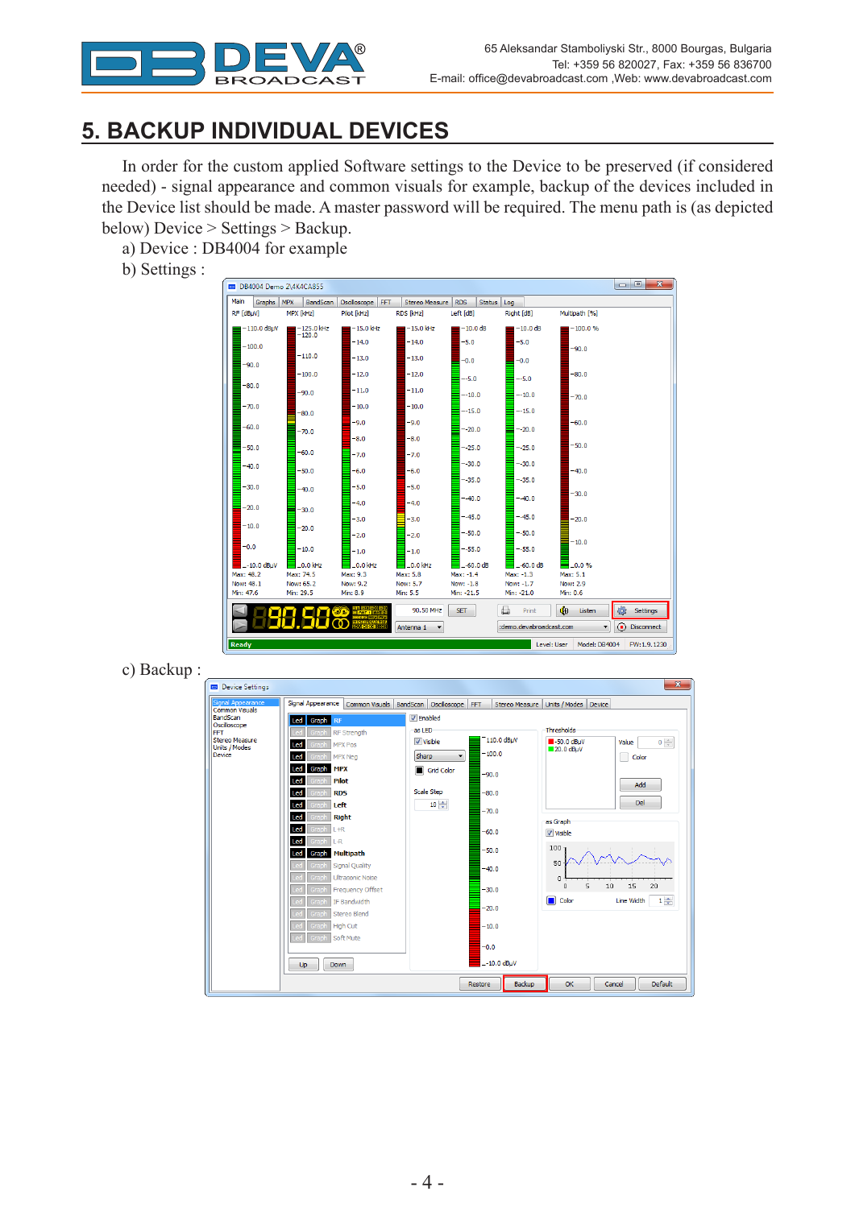# 5. BACKUP INDIVIDUAL DEVICES

In order for the custom applied Software settings to the Device to be preserved (if considered needed) - signal appearance and common visuals for example, backup of the devices included in the Device list should be made. A master password will be required. The menu path is (as depicted below) Device > Settings > Backup.

a) Device : DB4004 for example

b) Settings :

c) Backup :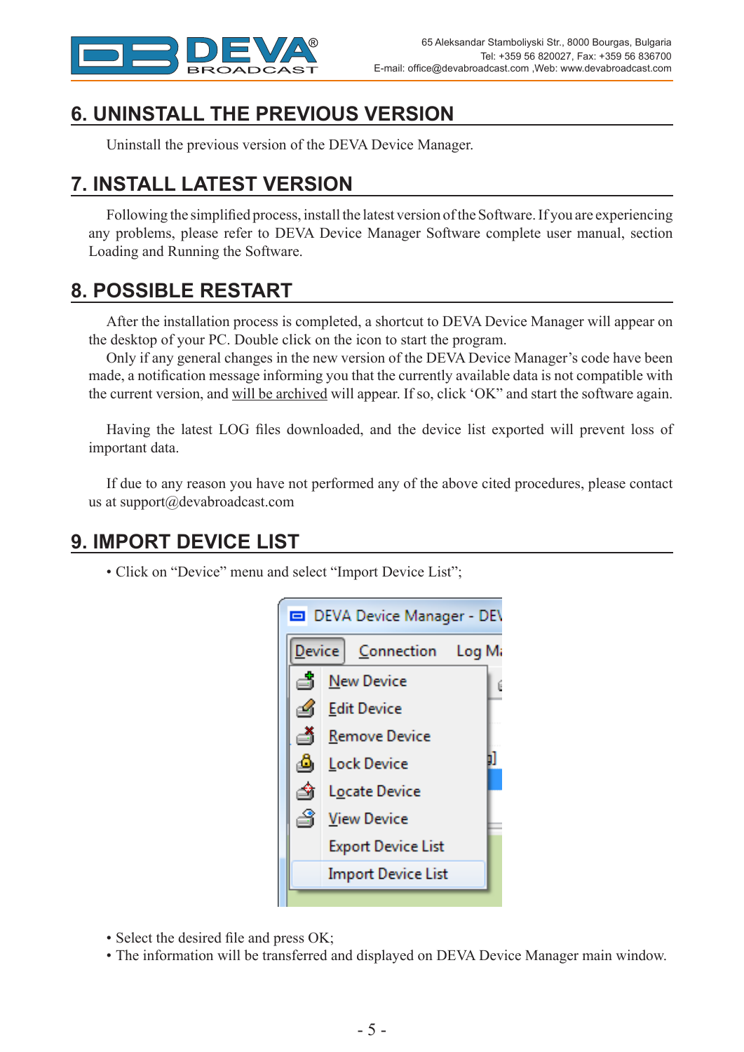## 6. UNINSTALL THE PREVIOUS VERSION

Uninstall the previous version of the DEVA Device Manager.

## 7. INSTALL LATEST VERSION

Following the simplified process, install the latest version of the Software. If you are experiencing any problems, please refer to DEVA Device Manager Software complete user manual, section Loading and Running the Software.

## 8. POSSIBLE RESTART

After the installation process is completed, a shortcut to DEVA Device Manager will appear on the desktop of your PC. Double click on the icon to start the program.

Only if any general changes in the new version of the DEVA Device Manager's code have been made, a notification message informing you that the currently available data is not compatible with the current version, and <u>will be archived</u> will appear. If so, click 'OK" and start the software again.

Having the latest LOG files downloaded, and the device list exported will prevent loss of important data.

If due to any reason you have not performed any of the above cited procedures, please contact us at support@devabroadcast.com

## 9. IMPORT DEVICE LIST

- Click on "Device" menu and select "Import Device List";

- Select the desired file and press OK;
- The information will be transferred and displayed on DEVA Device Manager main window.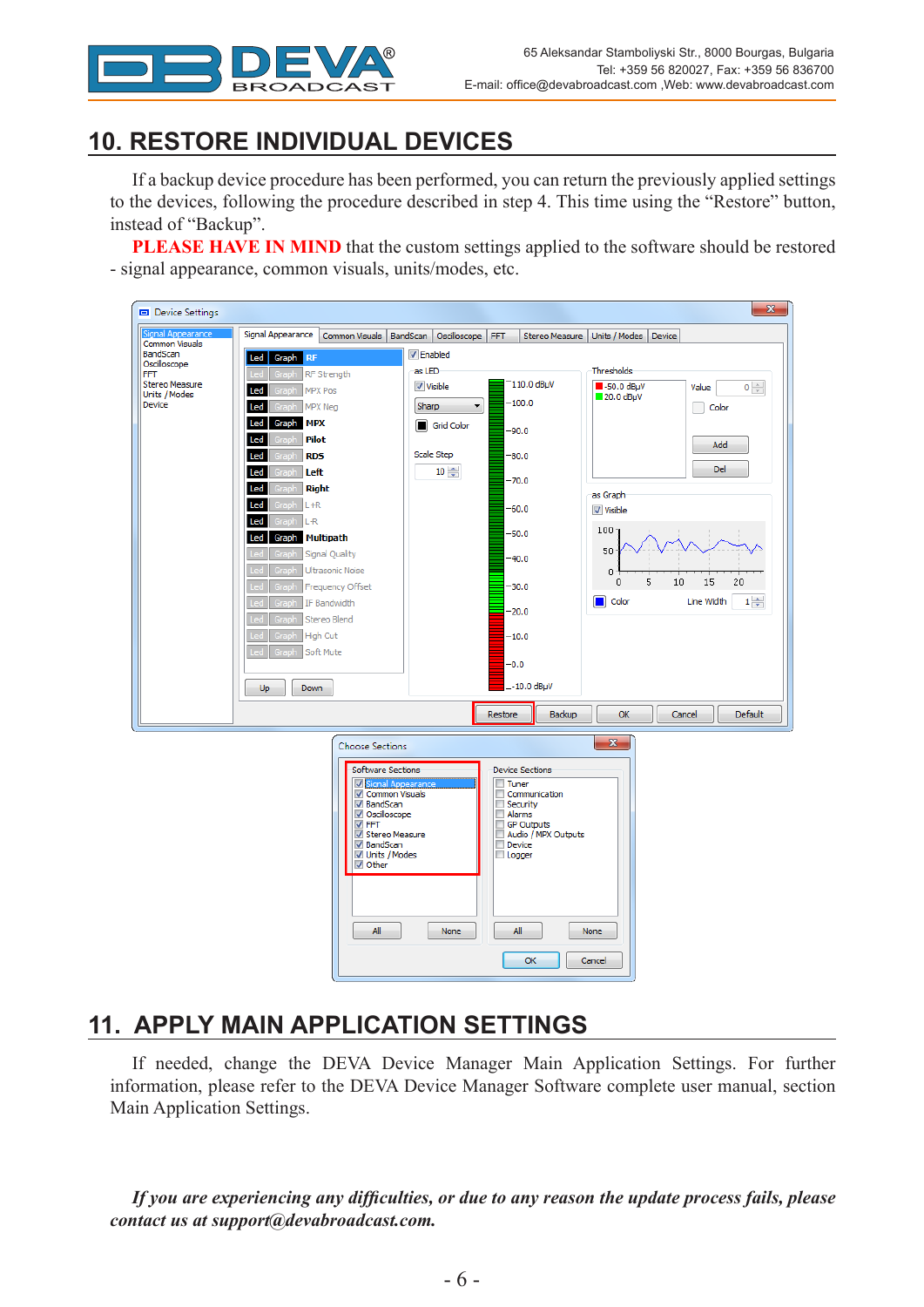## 10. RESTORE INDIVIDUAL DEVICES

If a backup device procedure has been performed, you can return the previously applied settings to the devices, following the procedure described in step 4. This time using the "Restore" button, instead of "Backup".

**PLEASE HAVE IN MIND** that the custom settings applied to the software should be restored - signal appearance, common visuals, units/modes, etc.

## 11. APPLY MAIN APPLICATION SETTINGS

If needed, change the DEVA Device Manager Main Application Settings. For further information, please refer to the DEVA Device Manager Software complete user manual, section Main Application Settings.

***If you are experiencing any difficulties, or due to any reason the update process fails, please contact us at support@devabroadcast.com.***